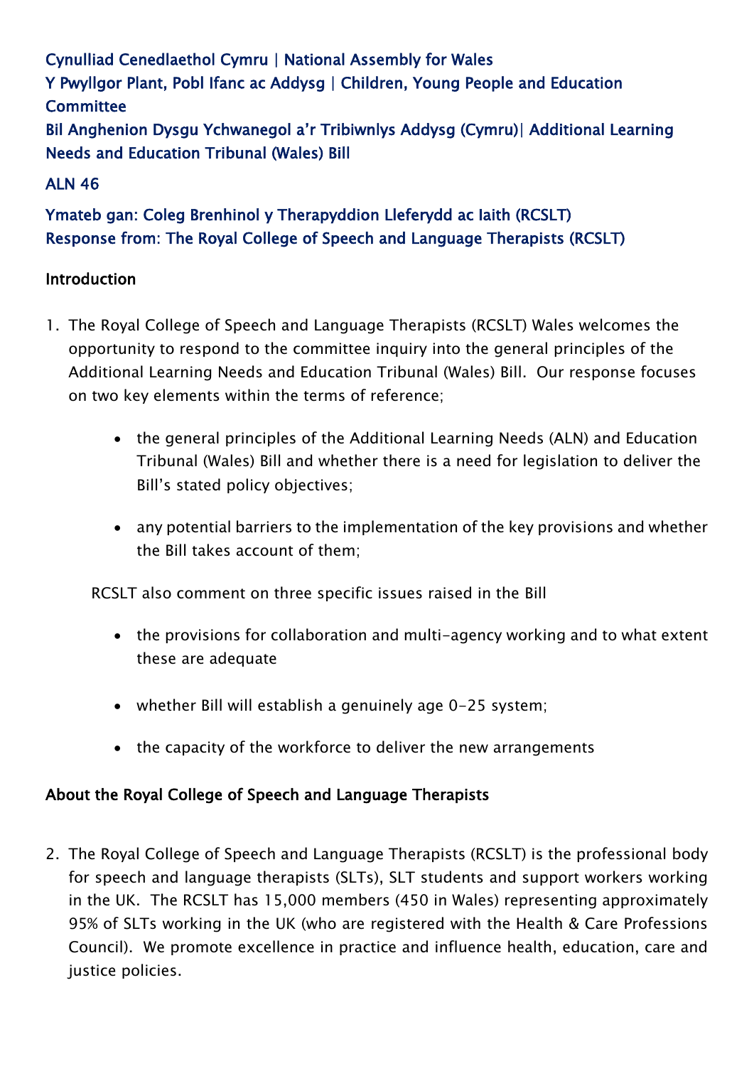Cynulliad Cenedlaethol Cymru | National Assembly for Wales
Y Pwyllgor Plant, Pobl Ifanc ac Addysg | Children, Young People and Education Committee
Bil Anghenion Dysgu Ychwanegol a'r Tribiwnlys Addysg (Cymru)| Additional Learning Needs and Education Tribunal (Wales) Bill

ALN 46

Ymateb gan: Coleg Brenhinol y Therapyddion Lleferydd ac Iaith (RCSLT)
Response from: The Royal College of Speech and Language Therapists (RCSLT)

## Introduction

1. The Royal College of Speech and Language Therapists (RCSLT) Wales welcomes the opportunity to respond to the committee inquiry into the general principles of the Additional Learning Needs and Education Tribunal (Wales) Bill. Our response focuses on two key elements within the terms of reference;

    - the general principles of the Additional Learning Needs (ALN) and Education Tribunal (Wales) Bill and whether there is a need for legislation to deliver the Bill's stated policy objectives;
    - any potential barriers to the implementation of the key provisions and whether the Bill takes account of them;

    RCSLT also comment on three specific issues raised in the Bill

    - the provisions for collaboration and multi-agency working and to what extent these are adequate
    - whether Bill will establish a genuinely age 0-25 system;
    - the capacity of the workforce to deliver the new arrangements

## About the Royal College of Speech and Language Therapists

2. The Royal College of Speech and Language Therapists (RCSLT) is the professional body for speech and language therapists (SLTs), SLT students and support workers working in the UK. The RCSLT has 15,000 members (450 in Wales) representing approximately 95% of SLTs working in the UK (who are registered with the Health & Care Professions Council). We promote excellence in practice and influence health, education, care and justice policies.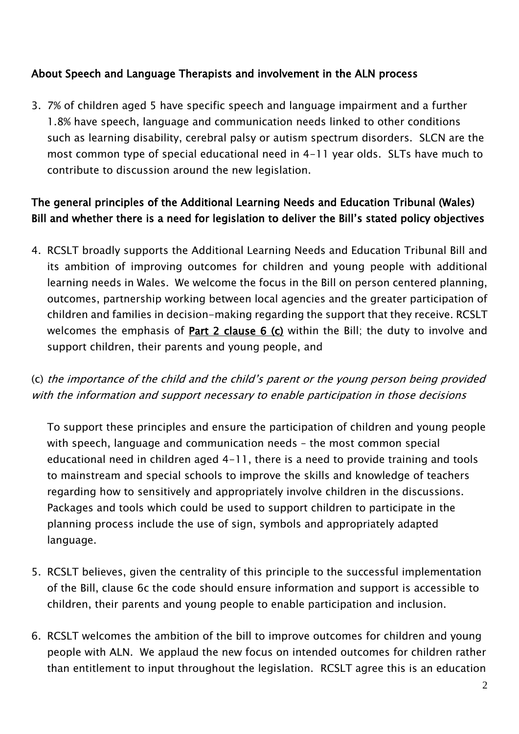**About Speech and Language Therapists and involvement in the ALN process**

3. 7% of children aged 5 have specific speech and language impairment and a further 1.8% have speech, language and communication needs linked to other conditions such as learning disability, cerebral palsy or autism spectrum disorders. SLCN are the most common type of special educational need in 4-11 year olds. SLTs have much to contribute to discussion around the new legislation.

**The general principles of the Additional Learning Needs and Education Tribunal (Wales) Bill and whether there is a need for legislation to deliver the Bill's stated policy objectives**

4. RCSLT broadly supports the Additional Learning Needs and Education Tribunal Bill and its ambition of improving outcomes for children and young people with additional learning needs in Wales. We welcome the focus in the Bill on person centered planning, outcomes, partnership working between local agencies and the greater participation of children and families in decision-making regarding the support that they receive. RCSLT welcomes the emphasis of **Part 2 clause 6 (c)** within the Bill; the duty to involve and support children, their parents and young people, and

(c) *the importance of the child and the child's parent or the young person being provided with the information and support necessary to enable participation in those decisions*

To support these principles and ensure the participation of children and young people with speech, language and communication needs – the most common special educational need in children aged 4-11, there is a need to provide training and tools to mainstream and special schools to improve the skills and knowledge of teachers regarding how to sensitively and appropriately involve children in the discussions. Packages and tools which could be used to support children to participate in the planning process include the use of sign, symbols and appropriately adapted language.

5. RCSLT believes, given the centrality of this principle to the successful implementation of the Bill, clause 6c the code should ensure information and support is accessible to children, their parents and young people to enable participation and inclusion.

6. RCSLT welcomes the ambition of the bill to improve outcomes for children and young people with ALN. We applaud the new focus on intended outcomes for children rather than entitlement to input throughout the legislation. RCSLT agree this is an education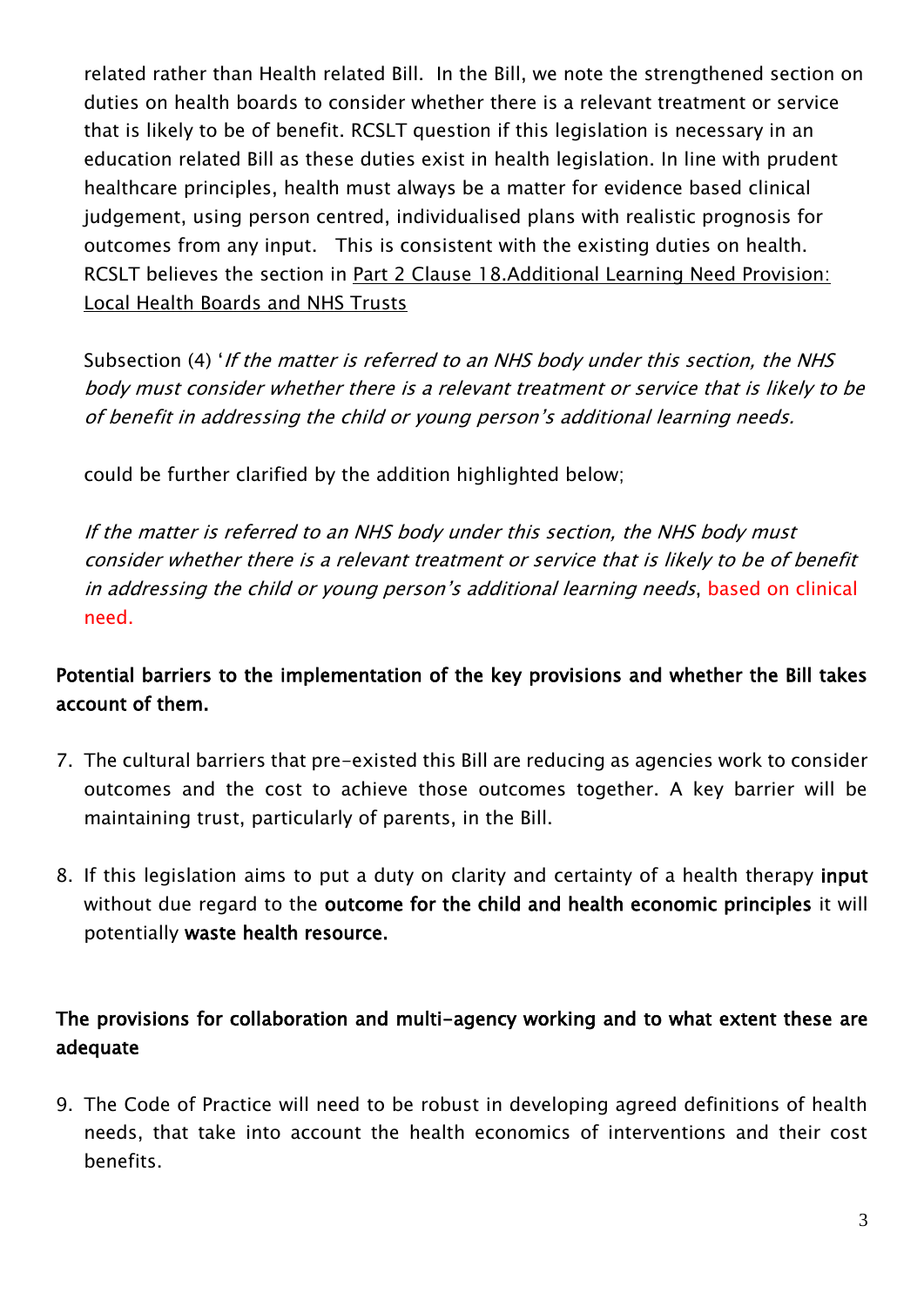related rather than Health related Bill. In the Bill, we note the strengthened section on duties on health boards to consider whether there is a relevant treatment or service that is likely to be of benefit. RCSLT question if this legislation is necessary in an education related Bill as these duties exist in health legislation. In line with prudent healthcare principles, health must always be a matter for evidence based clinical judgement, using person centred, individualised plans with realistic prognosis for outcomes from any input. This is consistent with the existing duties on health. RCSLT believes the section in Part 2 Clause 18.Additional Learning Need Provision: Local Health Boards and NHS Trusts

Subsection (4) '*If the matter is referred to an NHS body under this section, the NHS body must consider whether there is a relevant treatment or service that is likely to be of benefit in addressing the child or young person's additional learning needs.*

could be further clarified by the addition highlighted below;

*If the matter is referred to an NHS body under this section, the NHS body must consider whether there is a relevant treatment or service that is likely to be of benefit in addressing the child or young person's additional learning needs*, based on clinical need.

**Potential barriers to the implementation of the key provisions and whether the Bill takes account of them.**

7. The cultural barriers that pre-existed this Bill are reducing as agencies work to consider outcomes and the cost to achieve those outcomes together. A key barrier will be maintaining trust, particularly of parents, in the Bill.

8. If this legislation aims to put a duty on clarity and certainty of a health therapy **input** without due regard to the **outcome for the child and health economic principles** it will potentially **waste health resource.**

**The provisions for collaboration and multi-agency working and to what extent these are adequate**

9. The Code of Practice will need to be robust in developing agreed definitions of health needs, that take into account the health economics of interventions and their cost benefits.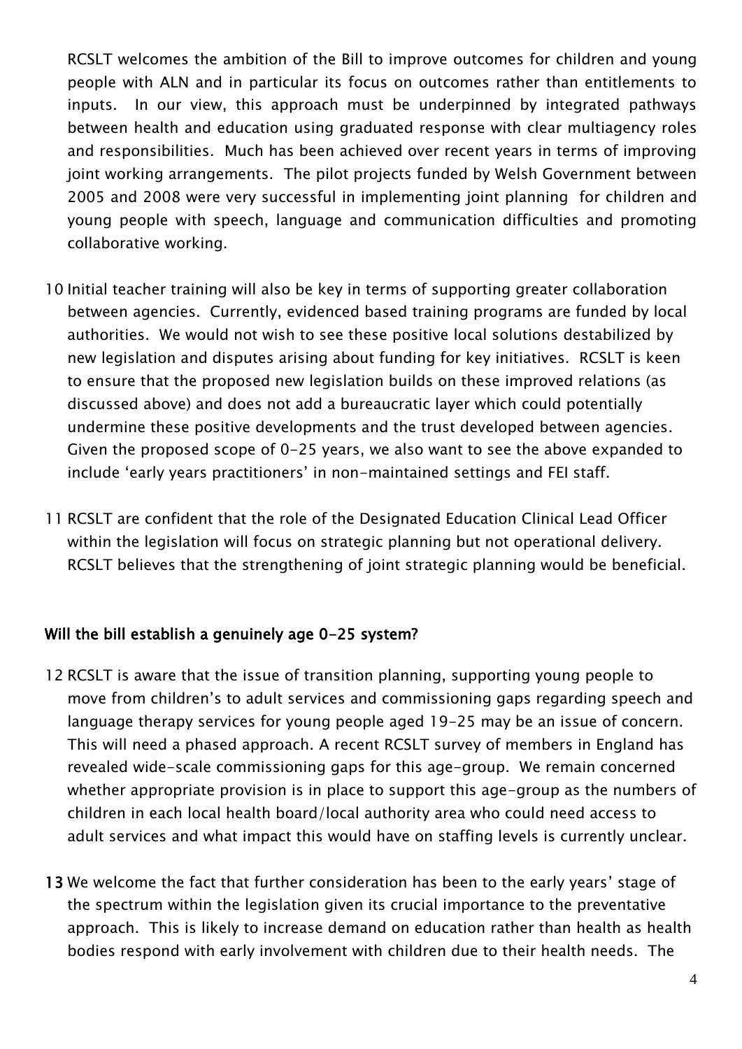RCSLT welcomes the ambition of the Bill to improve outcomes for children and young people with ALN and in particular its focus on outcomes rather than entitlements to inputs. In our view, this approach must be underpinned by integrated pathways between health and education using graduated response with clear multiagency roles and responsibilities. Much has been achieved over recent years in terms of improving joint working arrangements. The pilot projects funded by Welsh Government between 2005 and 2008 were very successful in implementing joint planning for children and young people with speech, language and communication difficulties and promoting collaborative working.

10 Initial teacher training will also be key in terms of supporting greater collaboration between agencies. Currently, evidenced based training programs are funded by local authorities. We would not wish to see these positive local solutions destabilized by new legislation and disputes arising about funding for key initiatives. RCSLT is keen to ensure that the proposed new legislation builds on these improved relations (as discussed above) and does not add a bureaucratic layer which could potentially undermine these positive developments and the trust developed between agencies. Given the proposed scope of 0-25 years, we also want to see the above expanded to include 'early years practitioners' in non-maintained settings and FEI staff.

11 RCSLT are confident that the role of the Designated Education Clinical Lead Officer within the legislation will focus on strategic planning but not operational delivery. RCSLT believes that the strengthening of joint strategic planning would be beneficial.

**Will the bill establish a genuinely age 0-25 system?**

12 RCSLT is aware that the issue of transition planning, supporting young people to move from children's to adult services and commissioning gaps regarding speech and language therapy services for young people aged 19-25 may be an issue of concern. This will need a phased approach. A recent RCSLT survey of members in England has revealed wide-scale commissioning gaps for this age-group. We remain concerned whether appropriate provision is in place to support this age-group as the numbers of children in each local health board/local authority area who could need access to adult services and what impact this would have on staffing levels is currently unclear.

**13** We welcome the fact that further consideration has been to the early years' stage of the spectrum within the legislation given its crucial importance to the preventative approach. This is likely to increase demand on education rather than health as health bodies respond with early involvement with children due to their health needs. The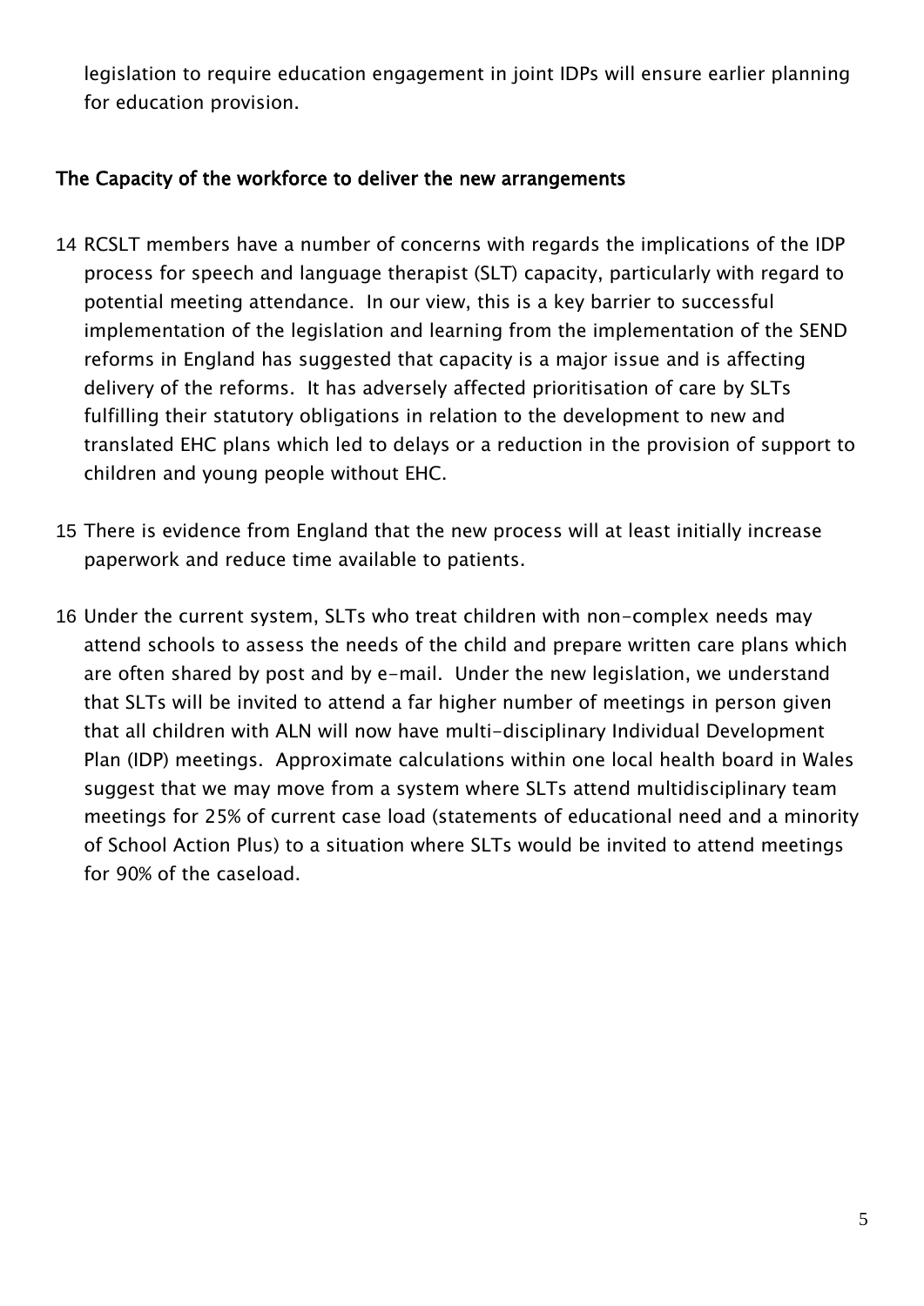legislation to require education engagement in joint IDPs will ensure earlier planning for education provision.

**The Capacity of the workforce to deliver the new arrangements**

14 RCSLT members have a number of concerns with regards the implications of the IDP process for speech and language therapist (SLT) capacity, particularly with regard to potential meeting attendance. In our view, this is a key barrier to successful implementation of the legislation and learning from the implementation of the SEND reforms in England has suggested that capacity is a major issue and is affecting delivery of the reforms. It has adversely affected prioritisation of care by SLTs fulfilling their statutory obligations in relation to the development to new and translated EHC plans which led to delays or a reduction in the provision of support to children and young people without EHC.

15 There is evidence from England that the new process will at least initially increase paperwork and reduce time available to patients.

16 Under the current system, SLTs who treat children with non-complex needs may attend schools to assess the needs of the child and prepare written care plans which are often shared by post and by e-mail. Under the new legislation, we understand that SLTs will be invited to attend a far higher number of meetings in person given that all children with ALN will now have multi-disciplinary Individual Development Plan (IDP) meetings. Approximate calculations within one local health board in Wales suggest that we may move from a system where SLTs attend multidisciplinary team meetings for 25% of current case load (statements of educational need and a minority of School Action Plus) to a situation where SLTs would be invited to attend meetings for 90% of the caseload.